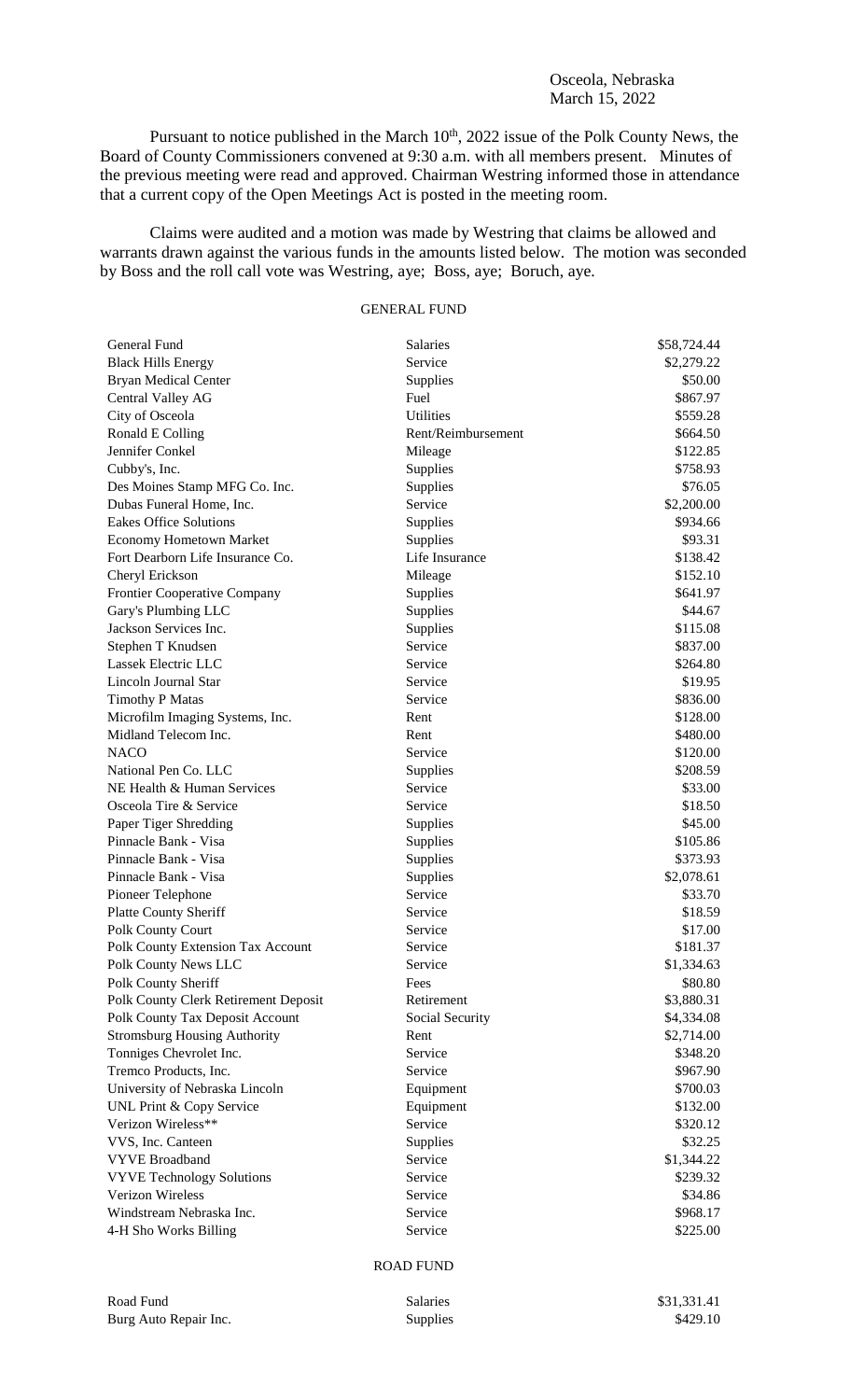Osceola, Nebraska
March 15, 2022

Pursuant to notice published in the March 10th, 2022 issue of the Polk County News, the Board of County Commissioners convened at 9:30 a.m. with all members present. Minutes of the previous meeting were read and approved. Chairman Westring informed those in attendance that a current copy of the Open Meetings Act is posted in the meeting room.

Claims were audited and a motion was made by Westring that claims be allowed and warrants drawn against the various funds in the amounts listed below. The motion was seconded by Boss and the roll call vote was Westring, aye; Boss, aye; Boruch, aye.

GENERAL FUND

| | | |
|---|---|---|
| General Fund | Salaries | $58,724.44 |
| Black Hills Energy | Service | $2,279.22 |
| Bryan Medical Center | Supplies | $50.00 |
| Central Valley AG | Fuel | $867.97 |
| City of Osceola | Utilities | $559.28 |
| Ronald E Colling | Rent/Reimbursement | $664.50 |
| Jennifer Conkel | Mileage | $122.85 |
| Cubby's, Inc. | Supplies | $758.93 |
| Des Moines Stamp MFG Co. Inc. | Supplies | $76.05 |
| Dubas Funeral Home, Inc. | Service | $2,200.00 |
| Eakes Office Solutions | Supplies | $934.66 |
| Economy Hometown Market | Supplies | $93.31 |
| Fort Dearborn Life Insurance Co. | Life Insurance | $138.42 |
| Cheryl Erickson | Mileage | $152.10 |
| Frontier Cooperative Company | Supplies | $641.97 |
| Gary's Plumbing LLC | Supplies | $44.67 |
| Jackson Services Inc. | Supplies | $115.08 |
| Stephen T Knudsen | Service | $837.00 |
| Lassek Electric LLC | Service | $264.80 |
| Lincoln Journal Star | Service | $19.95 |
| Timothy P Matas | Service | $836.00 |
| Microfilm Imaging Systems, Inc. | Rent | $128.00 |
| Midland Telecom Inc. | Rent | $480.00 |
| NACO | Service | $120.00 |
| National Pen Co. LLC | Supplies | $208.59 |
| NE Health & Human Services | Service | $33.00 |
| Osceola Tire & Service | Service | $18.50 |
| Paper Tiger Shredding | Supplies | $45.00 |
| Pinnacle Bank - Visa | Supplies | $105.86 |
| Pinnacle Bank - Visa | Supplies | $373.93 |
| Pinnacle Bank - Visa | Supplies | $2,078.61 |
| Pioneer Telephone | Service | $33.70 |
| Platte County Sheriff | Service | $18.59 |
| Polk County Court | Service | $17.00 |
| Polk County Extension Tax Account | Service | $181.37 |
| Polk County News LLC | Service | $1,334.63 |
| Polk County Sheriff | Fees | $80.80 |
| Polk County Clerk Retirement Deposit | Retirement | $3,880.31 |
| Polk County Tax Deposit Account | Social Security | $4,334.08 |
| Stromsburg Housing Authority | Rent | $2,714.00 |
| Tonniges Chevrolet Inc. | Service | $348.20 |
| Tremco Products, Inc. | Service | $967.90 |
| University of Nebraska Lincoln | Equipment | $700.03 |
| UNL Print & Copy Service | Equipment | $132.00 |
| Verizon Wireless** | Service | $320.12 |
| VVS, Inc. Canteen | Supplies | $32.25 |
| VYVE Broadband | Service | $1,344.22 |
| VYVE Technology Solutions | Service | $239.32 |
| Verizon Wireless | Service | $34.86 |
| Windstream Nebraska Inc. | Service | $968.17 |
| 4-H Sho Works Billing | Service | $225.00 |

ROAD FUND

| | | |
|---|---|---|
| Road Fund | Salaries | $31,331.41 |
| Burg Auto Repair Inc. | Supplies | $429.10 |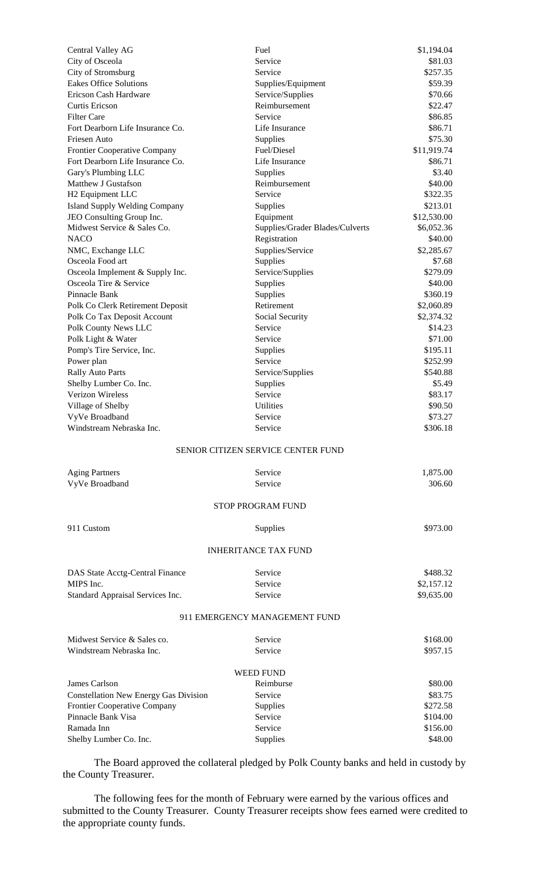| | | |
|---|---|---|
| Central Valley AG | Fuel | \$1,194.04 |
| City of Osceola | Service | \$81.03 |
| City of Stromsburg | Service | \$257.35 |
| Eakes Office Solutions | Supplies/Equipment | \$59.39 |
| Ericson Cash Hardware | Service/Supplies | \$70.66 |
| Curtis Ericson | Reimbursement | \$22.47 |
| Filter Care | Service | \$86.85 |
| Fort Dearborn Life Insurance Co. | Life Insurance | \$86.71 |
| Friesen Auto | Supplies | \$75.30 |
| Frontier Cooperative Company | Fuel/Diesel | \$11,919.74 |
| Fort Dearborn Life Insurance Co. | Life Insurance | \$86.71 |
| Gary's Plumbing LLC | Supplies | \$3.40 |
| Matthew J Gustafson | Reimbursement | \$40.00 |
| H2 Equipment LLC | Service | \$322.35 |
| Island Supply Welding Company | Supplies | \$213.01 |
| JEO Consulting Group Inc. | Equipment | \$12,530.00 |
| Midwest Service & Sales Co. | Supplies/Grader Blades/Culverts | \$6,052.36 |
| NACO | Registration | \$40.00 |
| NMC, Exchange LLC | Supplies/Service | \$2,285.67 |
| Osceola Food art | Supplies | \$7.68 |
| Osceola Implement & Supply Inc. | Service/Supplies | \$279.09 |
| Osceola Tire & Service | Supplies | \$40.00 |
| Pinnacle Bank | Supplies | \$360.19 |
| Polk Co Clerk Retirement Deposit | Retirement | \$2,060.89 |
| Polk Co Tax Deposit Account | Social Security | \$2,374.32 |
| Polk County News LLC | Service | \$14.23 |
| Polk Light & Water | Service | \$71.00 |
| Pomp's Tire Service, Inc. | Supplies | \$195.11 |
| Power plan | Service | \$252.99 |
| Rally Auto Parts | Service/Supplies | \$540.88 |
| Shelby Lumber Co. Inc. | Supplies | \$5.49 |
| Verizon Wireless | Service | \$83.17 |
| Village of Shelby | Utilities | \$90.50 |
| VyVe Broadband | Service | \$73.27 |
| Windstream Nebraska Inc. | Service | \$306.18 |

SENIOR CITIZEN SERVICE CENTER FUND

| | | |
|---|---|---|
| Aging Partners | Service | 1,875.00 |
| VyVe Broadband | Service | 306.60 |

STOP PROGRAM FUND

| | | |
|---|---|---|
| 911 Custom | Supplies | \$973.00 |

INHERITANCE TAX FUND

| | | |
|---|---|---|
| DAS State Acctg-Central Finance | Service | \$488.32 |
| MIPS Inc. | Service | \$2,157.12 |
| Standard Appraisal Services Inc. | Service | \$9,635.00 |

911 EMERGENCY MANAGEMENT FUND

| | | |
|---|---|---|
| Midwest Service & Sales co. | Service | \$168.00 |
| Windstream Nebraska Inc. | Service | \$957.15 |

WEED FUND

| | | |
|---|---|---|
| James Carlson | Reimburse | \$80.00 |
| Constellation New Energy Gas Division | Service | \$83.75 |
| Frontier Cooperative Company | Supplies | \$272.58 |
| Pinnacle Bank Visa | Service | \$104.00 |
| Ramada Inn | Service | \$156.00 |
| Shelby Lumber Co. Inc. | Supplies | \$48.00 |

The Board approved the collateral pledged by Polk County banks and held in custody by the County Treasurer.

The following fees for the month of February were earned by the various offices and submitted to the County Treasurer. County Treasurer receipts show fees earned were credited to the appropriate county funds.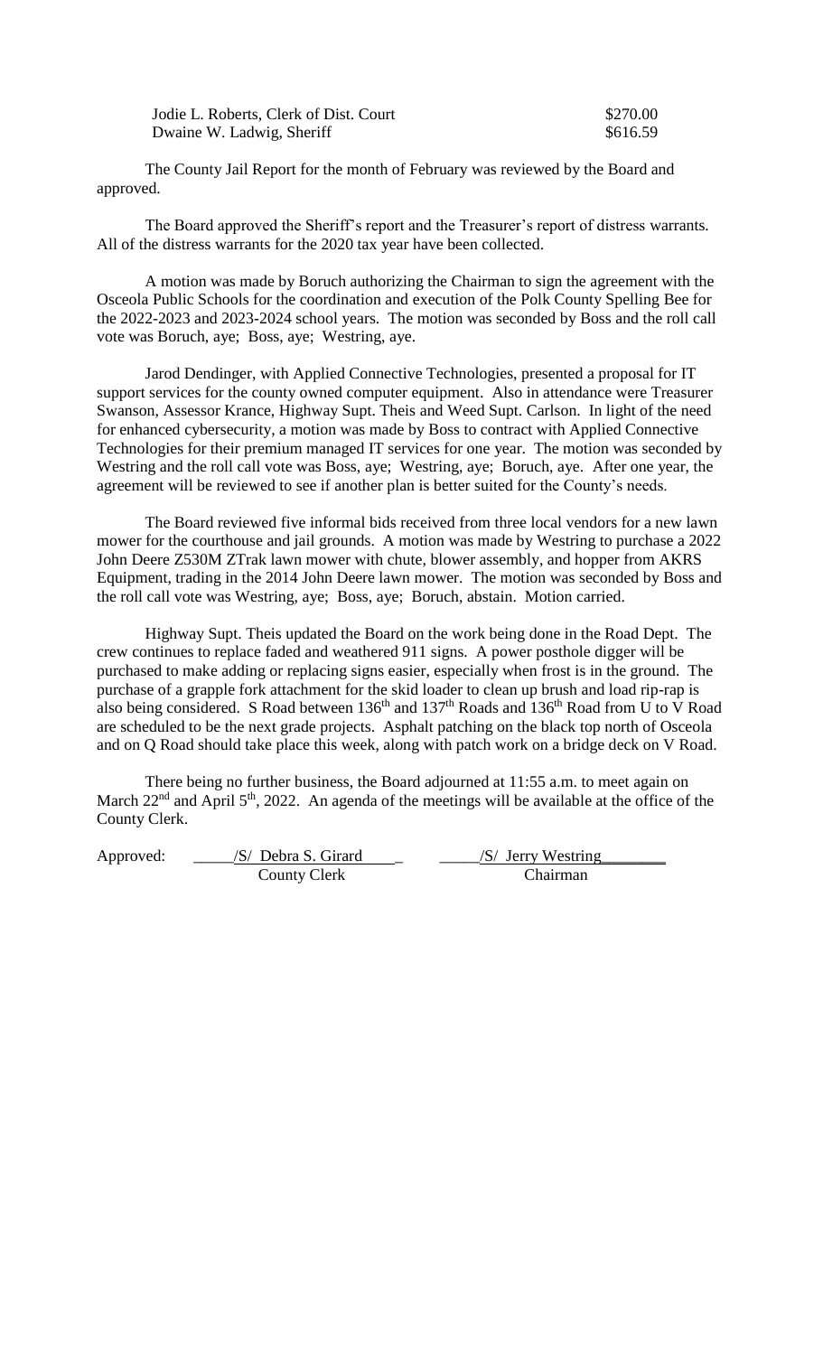| | |
|---|---|
| Jodie L. Roberts, Clerk of Dist. Court | $270.00 |
| Dwaine W. Ladwig, Sheriff | $616.59 |

The County Jail Report for the month of February was reviewed by the Board and approved.

The Board approved the Sheriff's report and the Treasurer's report of distress warrants. All of the distress warrants for the 2020 tax year have been collected.

A motion was made by Boruch authorizing the Chairman to sign the agreement with the Osceola Public Schools for the coordination and execution of the Polk County Spelling Bee for the 2022-2023 and 2023-2024 school years. The motion was seconded by Boss and the roll call vote was Boruch, aye; Boss, aye; Westring, aye.

Jarod Dendinger, with Applied Connective Technologies, presented a proposal for IT support services for the county owned computer equipment. Also in attendance were Treasurer Swanson, Assessor Krance, Highway Supt. Theis and Weed Supt. Carlson. In light of the need for enhanced cybersecurity, a motion was made by Boss to contract with Applied Connective Technologies for their premium managed IT services for one year. The motion was seconded by Westring and the roll call vote was Boss, aye; Westring, aye; Boruch, aye. After one year, the agreement will be reviewed to see if another plan is better suited for the County's needs.

The Board reviewed five informal bids received from three local vendors for a new lawn mower for the courthouse and jail grounds. A motion was made by Westring to purchase a 2022 John Deere Z530M ZTrak lawn mower with chute, blower assembly, and hopper from AKRS Equipment, trading in the 2014 John Deere lawn mower. The motion was seconded by Boss and the roll call vote was Westring, aye; Boss, aye; Boruch, abstain. Motion carried.

Highway Supt. Theis updated the Board on the work being done in the Road Dept. The crew continues to replace faded and weathered 911 signs. A power posthole digger will be purchased to make adding or replacing signs easier, especially when frost is in the ground. The purchase of a grapple fork attachment for the skid loader to clean up brush and load rip-rap is also being considered. S Road between 136th and 137th Roads and 136th Road from U to V Road are scheduled to be the next grade projects. Asphalt patching on the black top north of Osceola and on Q Road should take place this week, along with patch work on a bridge deck on V Road.

There being no further business, the Board adjourned at 11:55 a.m. to meet again on March 22nd and April 5th, 2022. An agenda of the meetings will be available at the office of the County Clerk.

Approved: /S/ Debra S. Girard — County Clerk          /S/ Jerry Westring — Chairman